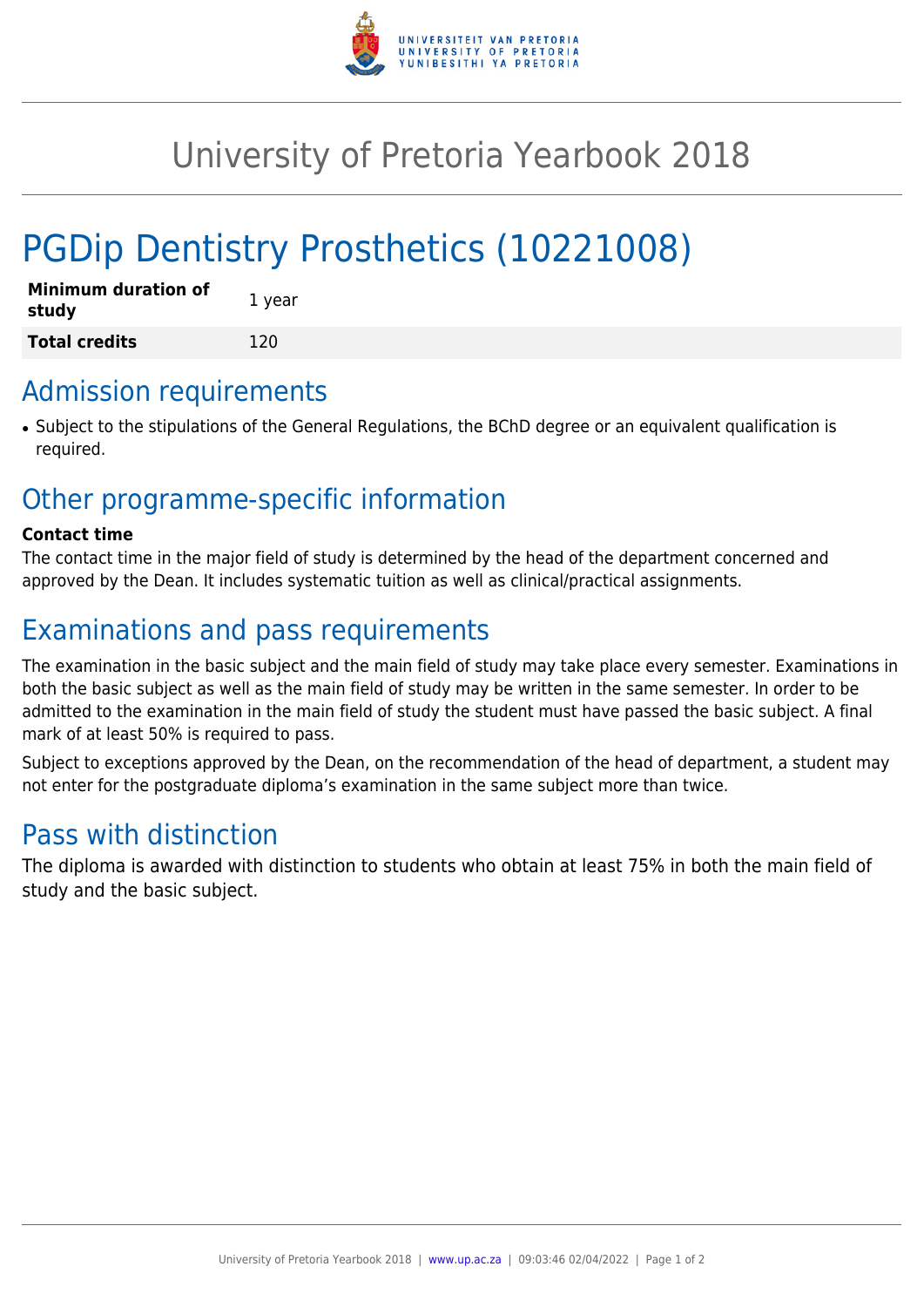# University of Pretoria Yearbook 2018

# PGDip Dentistry Prosthetics (10221008)

| Minimum duration of study | 1 year |
| --- | --- |
| **Total credits** | 120 |

## Admission requirements

- Subject to the stipulations of the General Regulations, the BChD degree or an equivalent qualification is required.

## Other programme-specific information

**Contact time**

The contact time in the major field of study is determined by the head of the department concerned and approved by the Dean. It includes systematic tuition as well as clinical/practical assignments.

## Examinations and pass requirements

The examination in the basic subject and the main field of study may take place every semester. Examinations in both the basic subject as well as the main field of study may be written in the same semester. In order to be admitted to the examination in the main field of study the student must have passed the basic subject. A final mark of at least 50% is required to pass.

Subject to exceptions approved by the Dean, on the recommendation of the head of department, a student may not enter for the postgraduate diploma's examination in the same subject more than twice.

## Pass with distinction

The diploma is awarded with distinction to students who obtain at least 75% in both the main field of study and the basic subject.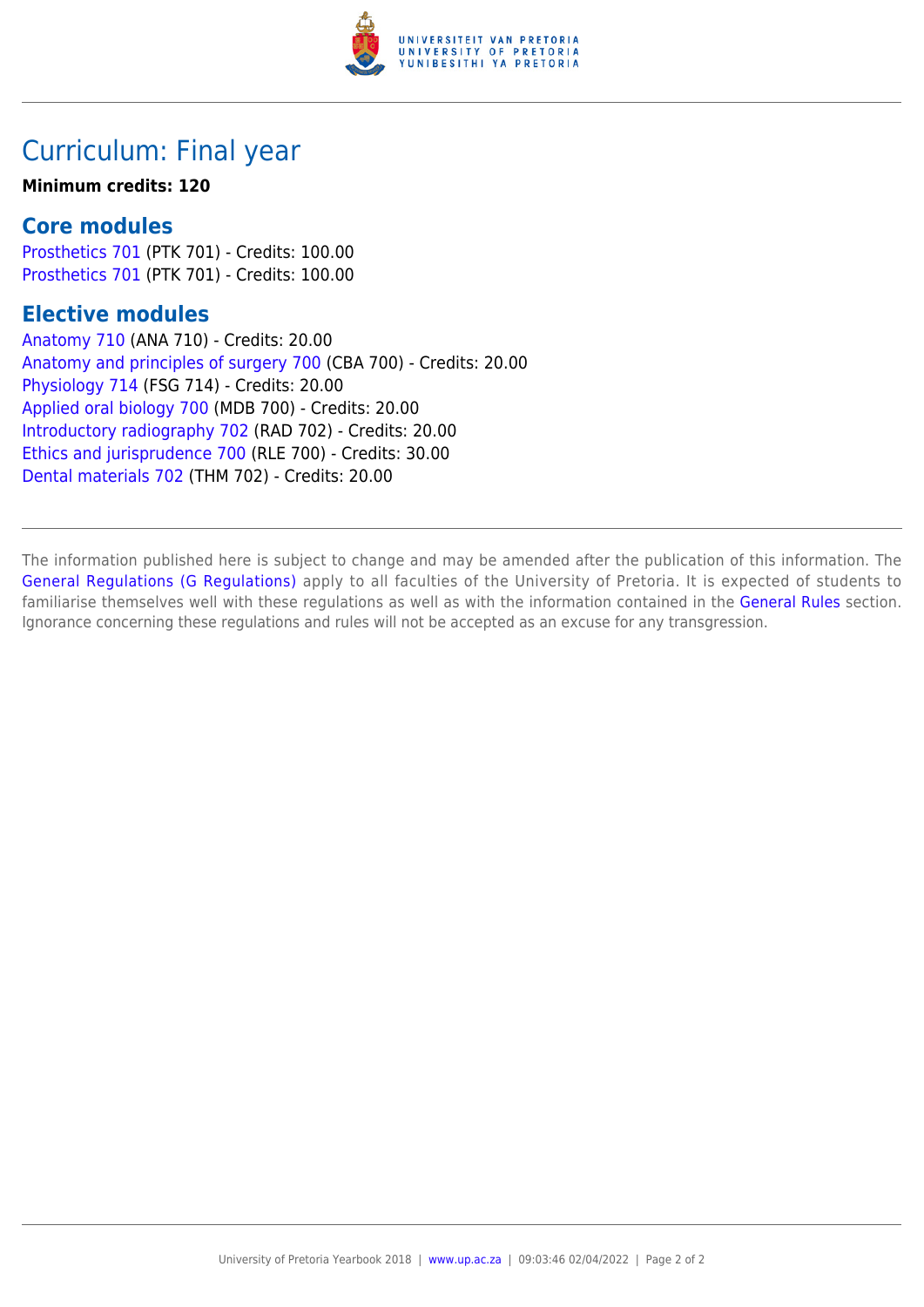# Curriculum: Final year

**Minimum credits: 120**

## Core modules

Prosthetics 701 (PTK 701) - Credits: 100.00
Prosthetics 701 (PTK 701) - Credits: 100.00

## Elective modules

Anatomy 710 (ANA 710) - Credits: 20.00
Anatomy and principles of surgery 700 (CBA 700) - Credits: 20.00
Physiology 714 (FSG 714) - Credits: 20.00
Applied oral biology 700 (MDB 700) - Credits: 20.00
Introductory radiography 702 (RAD 702) - Credits: 20.00
Ethics and jurisprudence 700 (RLE 700) - Credits: 30.00
Dental materials 702 (THM 702) - Credits: 20.00

The information published here is subject to change and may be amended after the publication of this information. The General Regulations (G Regulations) apply to all faculties of the University of Pretoria. It is expected of students to familiarise themselves well with these regulations as well as with the information contained in the General Rules section. Ignorance concerning these regulations and rules will not be accepted as an excuse for any transgression.